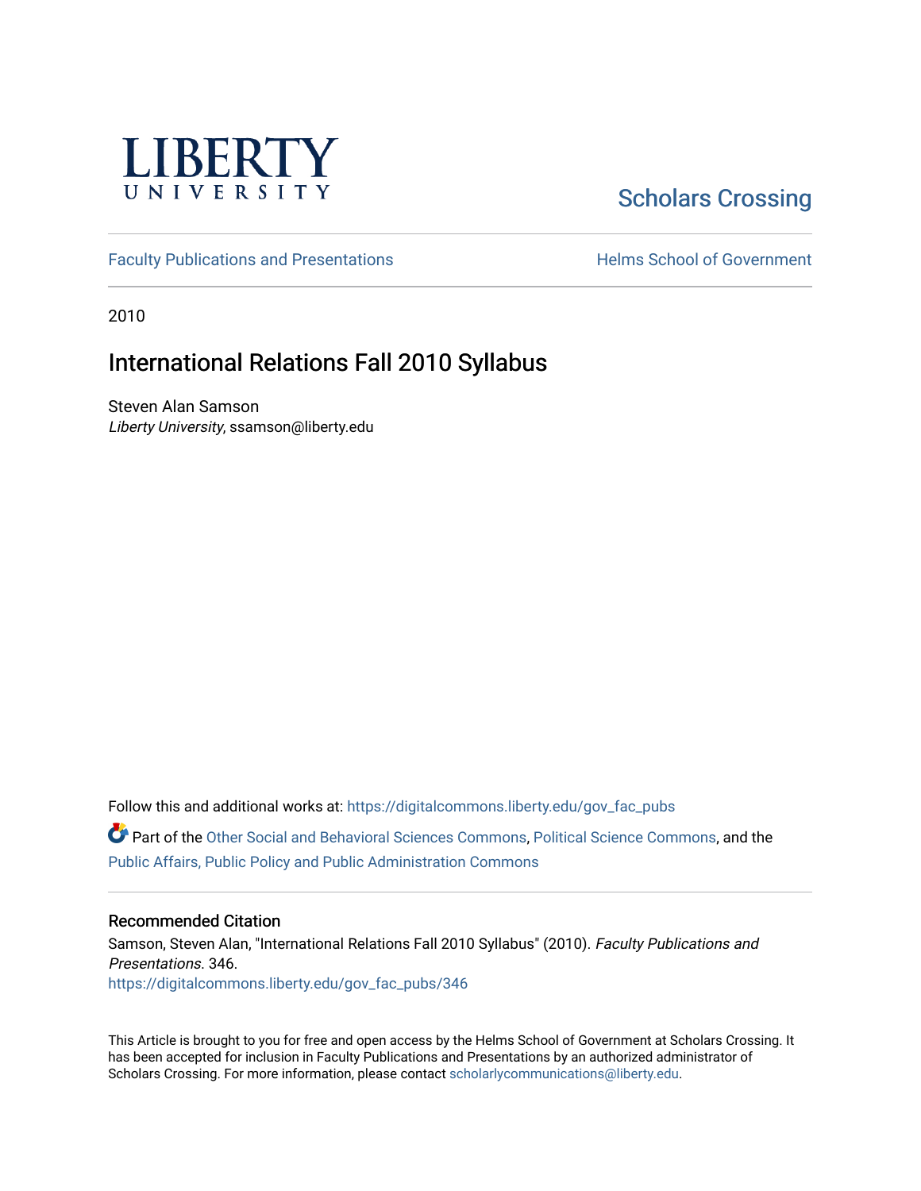LIBERTY UNIVERSITY

Scholars Crossing

Faculty Publications and Presentations | Helms School of Government

2010

# International Relations Fall 2010 Syllabus

Steven Alan Samson
*Liberty University*, ssamson@liberty.edu

Follow this and additional works at: https://digitalcommons.liberty.edu/gov_fac_pubs

Part of the Other Social and Behavioral Sciences Commons, Political Science Commons, and the Public Affairs, Public Policy and Public Administration Commons

## Recommended Citation

Samson, Steven Alan, "International Relations Fall 2010 Syllabus" (2010). *Faculty Publications and Presentations*. 346.
https://digitalcommons.liberty.edu/gov_fac_pubs/346

This Article is brought to you for free and open access by the Helms School of Government at Scholars Crossing. It has been accepted for inclusion in Faculty Publications and Presentations by an authorized administrator of Scholars Crossing. For more information, please contact scholarlycommunications@liberty.edu.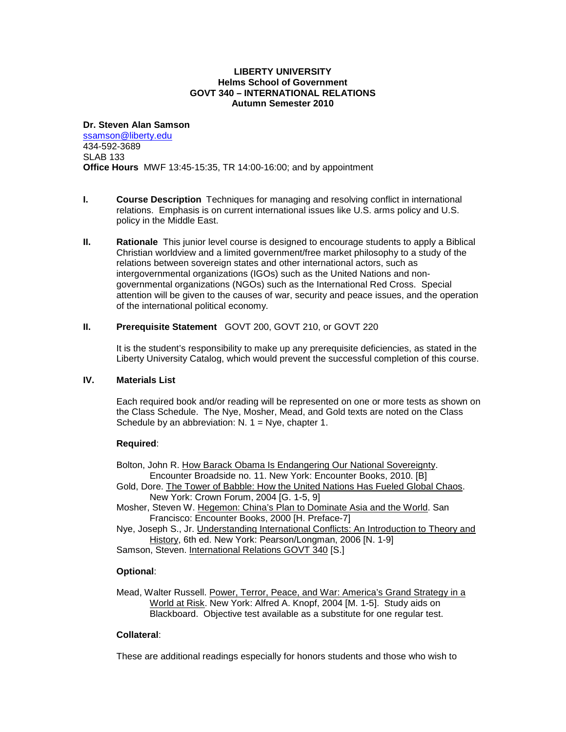**LIBERTY UNIVERSITY**
**Helms School of Government**
**GOVT 340 – INTERNATIONAL RELATIONS**
**Autumn Semester 2010**

**Dr. Steven Alan Samson**
ssamson@liberty.edu
434-592-3689
SLAB 133
**Office Hours** MWF 13:45-15:35, TR 14:00-16:00; and by appointment

**I. Course Description** Techniques for managing and resolving conflict in international relations. Emphasis is on current international issues like U.S. arms policy and U.S. policy in the Middle East.

**II. Rationale** This junior level course is designed to encourage students to apply a Biblical Christian worldview and a limited government/free market philosophy to a study of the relations between sovereign states and other international actors, such as intergovernmental organizations (IGOs) such as the United Nations and non-governmental organizations (NGOs) such as the International Red Cross. Special attention will be given to the causes of war, security and peace issues, and the operation of the international political economy.

**II. Prerequisite Statement** GOVT 200, GOVT 210, or GOVT 220

It is the student's responsibility to make up any prerequisite deficiencies, as stated in the Liberty University Catalog, which would prevent the successful completion of this course.

**IV. Materials List**

Each required book and/or reading will be represented on one or more tests as shown on the Class Schedule. The Nye, Mosher, Mead, and Gold texts are noted on the Class Schedule by an abbreviation: N. 1 = Nye, chapter 1.

**Required**:

Bolton, John R. How Barack Obama Is Endangering Our National Sovereignty. Encounter Broadside no. 11. New York: Encounter Books, 2010. [B]

Gold, Dore. The Tower of Babble: How the United Nations Has Fueled Global Chaos. New York: Crown Forum, 2004 [G. 1-5, 9]

Mosher, Steven W. Hegemon: China's Plan to Dominate Asia and the World. San Francisco: Encounter Books, 2000 [H. Preface-7]

Nye, Joseph S., Jr. Understanding International Conflicts: An Introduction to Theory and History, 6th ed. New York: Pearson/Longman, 2006 [N. 1-9]

Samson, Steven. International Relations GOVT 340 [S.]

**Optional**:

Mead, Walter Russell. Power, Terror, Peace, and War: America's Grand Strategy in a World at Risk. New York: Alfred A. Knopf, 2004 [M. 1-5]. Study aids on Blackboard. Objective test available as a substitute for one regular test.

**Collateral**:

These are additional readings especially for honors students and those who wish to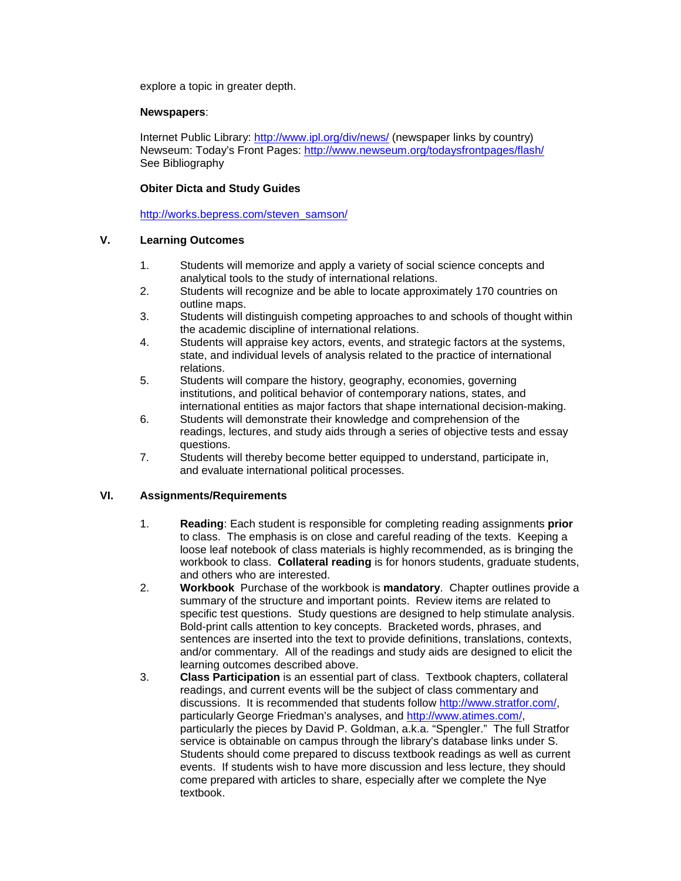explore a topic in greater depth.

**Newspapers**:

Internet Public Library: http://www.ipl.org/div/news/ (newspaper links by country)
Newseum: Today's Front Pages: http://www.newseum.org/todaysfrontpages/flash/
See Bibliography

**Obiter Dicta and Study Guides**

http://works.bepress.com/steven_samson/

## V. Learning Outcomes

1. Students will memorize and apply a variety of social science concepts and analytical tools to the study of international relations.
2. Students will recognize and be able to locate approximately 170 countries on outline maps.
3. Students will distinguish competing approaches to and schools of thought within the academic discipline of international relations.
4. Students will appraise key actors, events, and strategic factors at the systems, state, and individual levels of analysis related to the practice of international relations.
5. Students will compare the history, geography, economies, governing institutions, and political behavior of contemporary nations, states, and international entities as major factors that shape international decision-making.
6. Students will demonstrate their knowledge and comprehension of the readings, lectures, and study aids through a series of objective tests and essay questions.
7. Students will thereby become better equipped to understand, participate in, and evaluate international political processes.

## VI. Assignments/Requirements

1. **Reading**: Each student is responsible for completing reading assignments **prior** to class. The emphasis is on close and careful reading of the texts. Keeping a loose leaf notebook of class materials is highly recommended, as is bringing the workbook to class. **Collateral reading** is for honors students, graduate students, and others who are interested.
2. **Workbook** Purchase of the workbook is **mandatory**. Chapter outlines provide a summary of the structure and important points. Review items are related to specific test questions. Study questions are designed to help stimulate analysis. Bold-print calls attention to key concepts. Bracketed words, phrases, and sentences are inserted into the text to provide definitions, translations, contexts, and/or commentary. All of the readings and study aids are designed to elicit the learning outcomes described above.
3. **Class Participation** is an essential part of class. Textbook chapters, collateral readings, and current events will be the subject of class commentary and discussions. It is recommended that students follow http://www.stratfor.com/, particularly George Friedman's analyses, and http://www.atimes.com/, particularly the pieces by David P. Goldman, a.k.a. "Spengler." The full Stratfor service is obtainable on campus through the library's database links under S. Students should come prepared to discuss textbook readings as well as current events. If students wish to have more discussion and less lecture, they should come prepared with articles to share, especially after we complete the Nye textbook.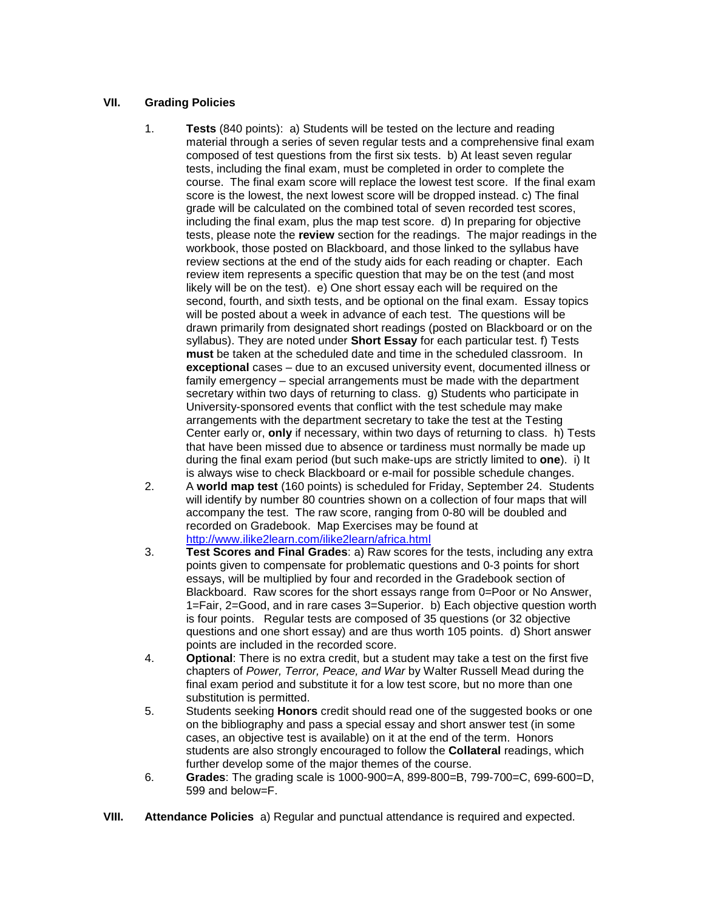## VII. Grading Policies

1. **Tests** (840 points): a) Students will be tested on the lecture and reading material through a series of seven regular tests and a comprehensive final exam composed of test questions from the first six tests. b) At least seven regular tests, including the final exam, must be completed in order to complete the course. The final exam score will replace the lowest test score. If the final exam score is the lowest, the next lowest score will be dropped instead. c) The final grade will be calculated on the combined total of seven recorded test scores, including the final exam, plus the map test score. d) In preparing for objective tests, please note the **review** section for the readings. The major readings in the workbook, those posted on Blackboard, and those linked to the syllabus have review sections at the end of the study aids for each reading or chapter. Each review item represents a specific question that may be on the test (and most likely will be on the test). e) One short essay each will be required on the second, fourth, and sixth tests, and be optional on the final exam. Essay topics will be posted about a week in advance of each test. The questions will be drawn primarily from designated short readings (posted on Blackboard or on the syllabus). They are noted under **Short Essay** for each particular test. f) Tests **must** be taken at the scheduled date and time in the scheduled classroom. In **exceptional** cases – due to an excused university event, documented illness or family emergency – special arrangements must be made with the department secretary within two days of returning to class. g) Students who participate in University-sponsored events that conflict with the test schedule may make arrangements with the department secretary to take the test at the Testing Center early or, **only** if necessary, within two days of returning to class. h) Tests that have been missed due to absence or tardiness must normally be made up during the final exam period (but such make-ups are strictly limited to **one**). i) It is always wise to check Blackboard or e-mail for possible schedule changes.
2. A **world map test** (160 points) is scheduled for Friday, September 24. Students will identify by number 80 countries shown on a collection of four maps that will accompany the test. The raw score, ranging from 0-80 will be doubled and recorded on Gradebook. Map Exercises may be found at http://www.ilike2learn.com/ilike2learn/africa.html
3. **Test Scores and Final Grades**: a) Raw scores for the tests, including any extra points given to compensate for problematic questions and 0-3 points for short essays, will be multiplied by four and recorded in the Gradebook section of Blackboard. Raw scores for the short essays range from 0=Poor or No Answer, 1=Fair, 2=Good, and in rare cases 3=Superior. b) Each objective question worth is four points. Regular tests are composed of 35 questions (or 32 objective questions and one short essay) and are thus worth 105 points. d) Short answer points are included in the recorded score.
4. **Optional**: There is no extra credit, but a student may take a test on the first five chapters of *Power, Terror, Peace, and War* by Walter Russell Mead during the final exam period and substitute it for a low test score, but no more than one substitution is permitted.
5. Students seeking **Honors** credit should read one of the suggested books or one on the bibliography and pass a special essay and short answer test (in some cases, an objective test is available) on it at the end of the term. Honors students are also strongly encouraged to follow the **Collateral** readings, which further develop some of the major themes of the course.
6. **Grades**: The grading scale is 1000-900=A, 899-800=B, 799-700=C, 699-600=D, 599 and below=F.

## VIII. Attendance Policies

a) Regular and punctual attendance is required and expected.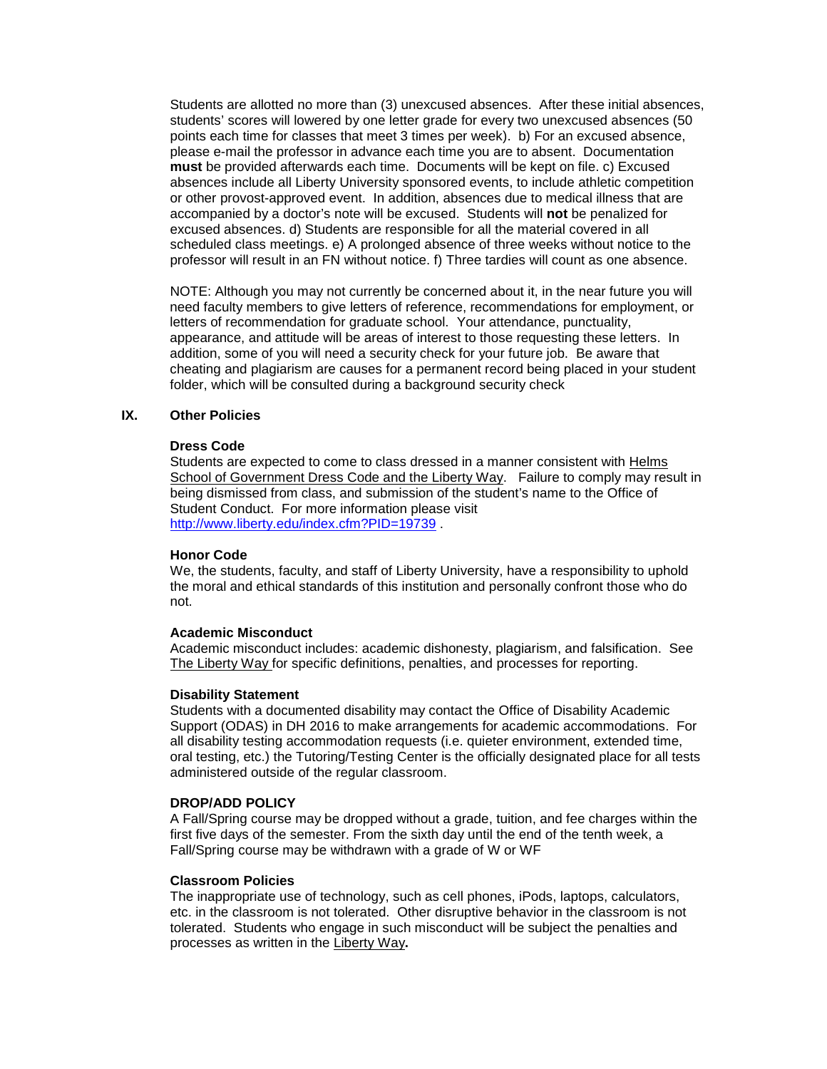Students are allotted no more than (3) unexcused absences. After these initial absences, students' scores will lowered by one letter grade for every two unexcused absences (50 points each time for classes that meet 3 times per week). b) For an excused absence, please e-mail the professor in advance each time you are to absent. Documentation **must** be provided afterwards each time. Documents will be kept on file. c) Excused absences include all Liberty University sponsored events, to include athletic competition or other provost-approved event. In addition, absences due to medical illness that are accompanied by a doctor's note will be excused. Students will **not** be penalized for excused absences. d) Students are responsible for all the material covered in all scheduled class meetings. e) A prolonged absence of three weeks without notice to the professor will result in an FN without notice. f) Three tardies will count as one absence.

NOTE: Although you may not currently be concerned about it, in the near future you will need faculty members to give letters of reference, recommendations for employment, or letters of recommendation for graduate school. Your attendance, punctuality, appearance, and attitude will be areas of interest to those requesting these letters. In addition, some of you will need a security check for your future job. Be aware that cheating and plagiarism are causes for a permanent record being placed in your student folder, which will be consulted during a background security check

## IX. Other Policies

**Dress Code**

Students are expected to come to class dressed in a manner consistent with Helms School of Government Dress Code and the Liberty Way. Failure to comply may result in being dismissed from class, and submission of the student's name to the Office of Student Conduct. For more information please visit http://www.liberty.edu/index.cfm?PID=19739 .

**Honor Code**

We, the students, faculty, and staff of Liberty University, have a responsibility to uphold the moral and ethical standards of this institution and personally confront those who do not.

**Academic Misconduct**

Academic misconduct includes: academic dishonesty, plagiarism, and falsification. See The Liberty Way for specific definitions, penalties, and processes for reporting.

**Disability Statement**

Students with a documented disability may contact the Office of Disability Academic Support (ODAS) in DH 2016 to make arrangements for academic accommodations. For all disability testing accommodation requests (i.e. quieter environment, extended time, oral testing, etc.) the Tutoring/Testing Center is the officially designated place for all tests administered outside of the regular classroom.

**DROP/ADD POLICY**

A Fall/Spring course may be dropped without a grade, tuition, and fee charges within the first five days of the semester. From the sixth day until the end of the tenth week, a Fall/Spring course may be withdrawn with a grade of W or WF

**Classroom Policies**

The inappropriate use of technology, such as cell phones, iPods, laptops, calculators, etc. in the classroom is not tolerated. Other disruptive behavior in the classroom is not tolerated. Students who engage in such misconduct will be subject the penalties and processes as written in the Liberty Way**.**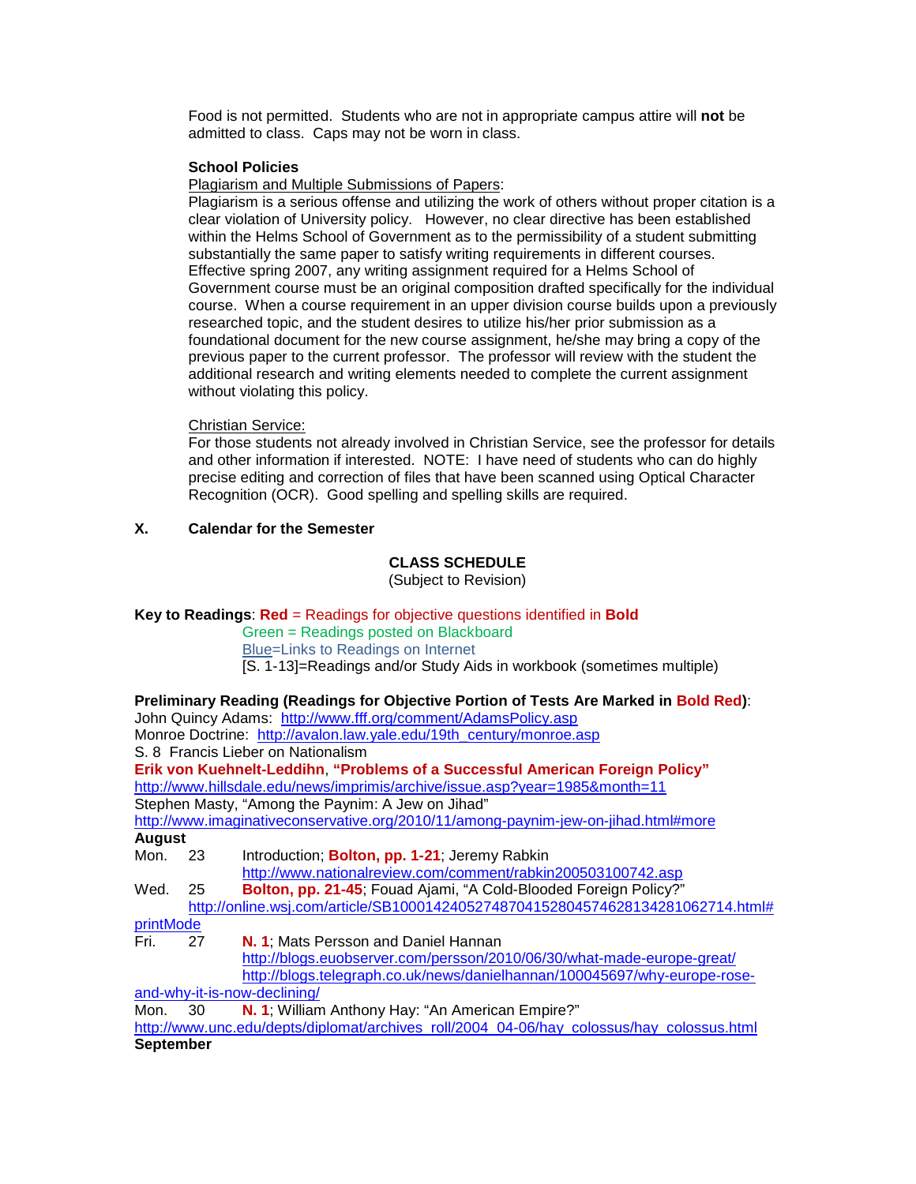Food is not permitted. Students who are not in appropriate campus attire will **not** be admitted to class. Caps may not be worn in class.

**School Policies**

Plagiarism and Multiple Submissions of Papers:

Plagiarism is a serious offense and utilizing the work of others without proper citation is a clear violation of University policy. However, no clear directive has been established within the Helms School of Government as to the permissibility of a student submitting substantially the same paper to satisfy writing requirements in different courses. Effective spring 2007, any writing assignment required for a Helms School of Government course must be an original composition drafted specifically for the individual course. When a course requirement in an upper division course builds upon a previously researched topic, and the student desires to utilize his/her prior submission as a foundational document for the new course assignment, he/she may bring a copy of the previous paper to the current professor. The professor will review with the student the additional research and writing elements needed to complete the current assignment without violating this policy.

Christian Service:

For those students not already involved in Christian Service, see the professor for details and other information if interested. NOTE: I have need of students who can do highly precise editing and correction of files that have been scanned using Optical Character Recognition (OCR). Good spelling and spelling skills are required.

## X. Calendar for the Semester

**CLASS SCHEDULE**
(Subject to Revision)

**Key to Readings**: **Red** = Readings for objective questions identified in **Bold**
Green = Readings posted on Blackboard
Blue=Links to Readings on Internet
[S. 1-13]=Readings and/or Study Aids in workbook (sometimes multiple)

**Preliminary Reading (Readings for Objective Portion of Tests Are Marked in Bold Red)**:
John Quincy Adams: http://www.fff.org/comment/AdamsPolicy.asp
Monroe Doctrine: http://avalon.law.yale.edu/19th_century/monroe.asp
S. 8 Francis Lieber on Nationalism
**Erik von Kuehnelt-Leddihn**, **"Problems of a Successful American Foreign Policy"**
http://www.hillsdale.edu/news/imprimis/archive/issue.asp?year=1985&month=11
Stephen Masty, "Among the Paynim: A Jew on Jihad"
http://www.imaginativeconservative.org/2010/11/among-paynim-jew-on-jihad.html#more

**August**

Mon. 23 Introduction; **Bolton, pp. 1-21**; Jeremy Rabkin
http://www.nationalreview.com/comment/rabkin200503100742.asp

Wed. 25 **Bolton, pp. 21-45**; Fouad Ajami, "A Cold-Blooded Foreign Policy?"
http://online.wsj.com/article/SB10001424052748704152804574628134281062714.html#printMode

Fri. 27 **N. 1**; Mats Persson and Daniel Hannan
http://blogs.euobserver.com/persson/2010/06/30/what-made-europe-great/
http://blogs.telegraph.co.uk/news/danielhannan/100045697/why-europe-rose-and-why-it-is-now-declining/

Mon. 30 **N. 1**; William Anthony Hay: "An American Empire?"
http://www.unc.edu/depts/diplomat/archives_roll/2004_04-06/hay_colossus/hay_colossus.html

**September**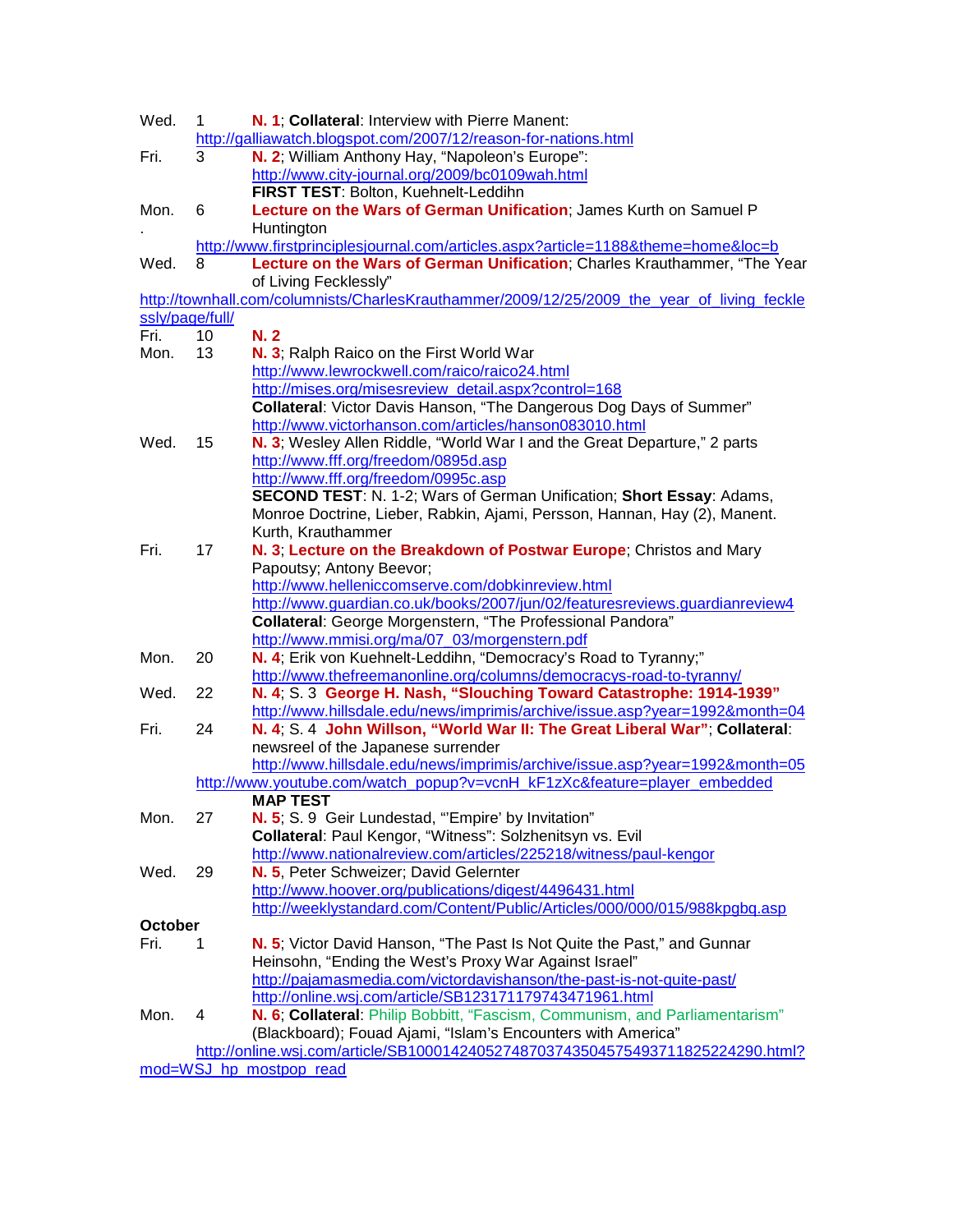Wed. 1 **N. 1**; **Collateral**: Interview with Pierre Manent:
http://galliawatch.blogspot.com/2007/12/reason-for-nations.html

Fri. 3 **N. 2**; William Anthony Hay, "Napoleon's Europe":
http://www.city-journal.org/2009/bc0109wah.html
**FIRST TEST**: Bolton, Kuehnelt-Leddihn

Mon. 6 **Lecture on the Wars of German Unification**; James Kurth on Samuel P Huntington
http://www.firstprinciplesjournal.com/articles.aspx?article=1188&theme=home&loc=b

Wed. 8 **Lecture on the Wars of German Unification**; Charles Krauthammer, "The Year of Living Fecklessly"
http://townhall.com/columnists/CharlesKrauthammer/2009/12/25/2009_the_year_of_living_fecklessly/page/full/

Fri. 10 **N. 2**

Mon. 13 **N. 3**; Ralph Raico on the First World War
http://www.lewrockwell.com/raico/raico24.html
http://mises.org/misesreview_detail.aspx?control=168
**Collateral**: Victor Davis Hanson, "The Dangerous Dog Days of Summer"
http://www.victorhanson.com/articles/hanson083010.html

Wed. 15 **N. 3**; Wesley Allen Riddle, "World War I and the Great Departure," 2 parts
http://www.fff.org/freedom/0895d.asp
http://www.fff.org/freedom/0995c.asp
**SECOND TEST**: N. 1-2; Wars of German Unification; **Short Essay**: Adams, Monroe Doctrine, Lieber, Rabkin, Ajami, Persson, Hannan, Hay (2), Manent. Kurth, Krauthammer

Fri. 17 **N. 3**; **Lecture on the Breakdown of Postwar Europe**; Christos and Mary Papoutsy; Antony Beevor;
http://www.helleniccomserve.com/dobkinreview.html
http://www.guardian.co.uk/books/2007/jun/02/featuresreviews.guardianreview4
**Collateral**: George Morgenstern, "The Professional Pandora"
http://www.mmisi.org/ma/07_03/morgenstern.pdf

Mon. 20 **N. 4**; Erik von Kuehnelt-Leddihn, "Democracy's Road to Tyranny;"
http://www.thefreemanonline.org/columns/democracys-road-to-tyranny/

Wed. 22 **N. 4**; S. 3 **George H. Nash, "Slouching Toward Catastrophe: 1914-1939"**
http://www.hillsdale.edu/news/imprimis/archive/issue.asp?year=1992&month=04

Fri. 24 **N. 4**; S. 4 **John Willson, "World War II: The Great Liberal War"**; **Collateral**: newsreel of the Japanese surrender
http://www.hillsdale.edu/news/imprimis/archive/issue.asp?year=1992&month=05
http://www.youtube.com/watch_popup?v=vcnH_kF1zXc&feature=player_embedded
**MAP TEST**

Mon. 27 **N. 5**; S. 9 Geir Lundestad, "'Empire' by Invitation"
**Collateral**: Paul Kengor, "Witness": Solzhenitsyn vs. Evil
http://www.nationalreview.com/articles/225218/witness/paul-kengor

Wed. 29 **N. 5**, Peter Schweizer; David Gelernter
http://www.hoover.org/publications/digest/4496431.html
http://weeklystandard.com/Content/Public/Articles/000/000/015/988kpgbq.asp

**October**

Fri. 1 **N. 5**; Victor David Hanson, "The Past Is Not Quite the Past," and Gunnar Heinsohn, "Ending the West's Proxy War Against Israel"
http://pajamasmedia.com/victordavishanson/the-past-is-not-quite-past/
http://online.wsj.com/article/SB123171179743471961.html

Mon. 4 **N. 6**; **Collateral**: Philip Bobbitt, "Fascism, Communism, and Parliamentarism" (Blackboard); Fouad Ajami, "Islam's Encounters with America"
http://online.wsj.com/article/SB10001424052748703743504575493711825224290.html?mod=WSJ_hp_mostpop_read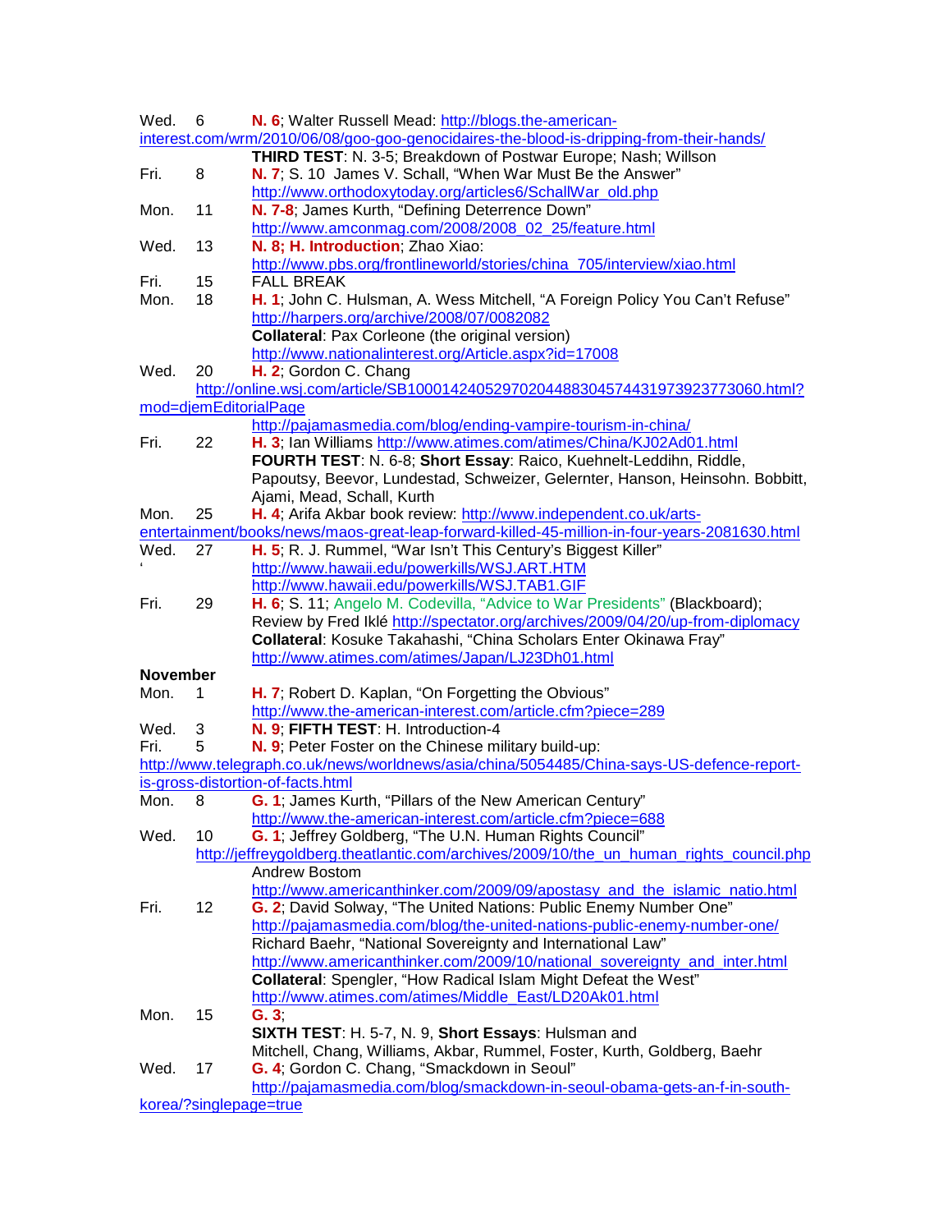| | | |
|---|---|---|
| Wed. | 6 | **N. 6**; Walter Russell Mead: http://blogs.the-american-interest.com/wrm/2010/06/08/goo-goo-genocidaires-the-blood-is-dripping-from-their-hands/ |
| | | **THIRD TEST**: N. 3-5; Breakdown of Postwar Europe; Nash; Willson |
| Fri. | 8 | **N. 7**; S. 10 James V. Schall, "When War Must Be the Answer" http://www.orthodoxytoday.org/articles6/SchallWar_old.php |
| Mon. | 11 | **N. 7-8**; James Kurth, "Defining Deterrence Down" http://www.amconmag.com/2008/2008_02_25/feature.html |
| Wed. | 13 | **N. 8; H. Introduction**; Zhao Xiao: http://www.pbs.org/frontlineworld/stories/china_705/interview/xiao.html |
| Fri. | 15 | FALL BREAK |
| Mon. | 18 | **H. 1**; John C. Hulsman, A. Wess Mitchell, "A Foreign Policy You Can't Refuse" http://harpers.org/archive/2008/07/0082082 |
| | | **Collateral**: Pax Corleone (the original version) http://www.nationalinterest.org/Article.aspx?id=17008 |
| Wed. | 20 | **H. 2**; Gordon C. Chang http://online.wsj.com/article/SB10001424052970204488304574431973923773060.html?mod=djemEditorialPage |
| | | http://pajamasmedia.com/blog/ending-vampire-tourism-in-china/ |
| Fri. | 22 | **H. 3**; Ian Williams http://www.atimes.com/atimes/China/KJ02Ad01.html |
| | | **FOURTH TEST**: N. 6-8; **Short Essay**: Raico, Kuehnelt-Leddihn, Riddle, Papoutsy, Beevor, Lundestad, Schweizer, Gelernter, Hanson, Heinsohn. Bobbitt, Ajami, Mead, Schall, Kurth |
| Mon. | 25 | **H. 4**; Arifa Akbar book review: http://www.independent.co.uk/arts-entertainment/books/news/maos-great-leap-forward-killed-45-million-in-four-years-2081630.html |
| Wed. | 27 | **H. 5**; R. J. Rummel, "War Isn't This Century's Biggest Killer" http://www.hawaii.edu/powerkills/WSJ.ART.HTM http://www.hawaii.edu/powerkills/WSJ.TAB1.GIF |
| Fri. | 29 | **H. 6**; S. 11; Angelo M. Codevilla, "Advice to War Presidents" (Blackboard); Review by Fred Iklé http://spectator.org/archives/2009/04/20/up-from-diplomacy |
| | | **Collateral**: Kosuke Takahashi, "China Scholars Enter Okinawa Fray" http://www.atimes.com/atimes/Japan/LJ23Dh01.html |
| **November** | | |
| Mon. | 1 | **H. 7**; Robert D. Kaplan, "On Forgetting the Obvious" http://www.the-american-interest.com/article.cfm?piece=289 |
| Wed. | 3 | **N. 9**; **FIFTH TEST**: H. Introduction-4 |
| Fri. | 5 | **N. 9**; Peter Foster on the Chinese military build-up: http://www.telegraph.co.uk/news/worldnews/asia/china/5054485/China-says-US-defence-report-is-gross-distortion-of-facts.html |
| Mon. | 8 | **G. 1**; James Kurth, "Pillars of the New American Century" http://www.the-american-interest.com/article.cfm?piece=688 |
| Wed. | 10 | **G. 1**; Jeffrey Goldberg, "The U.N. Human Rights Council" http://jeffreygoldberg.theatlantic.com/archives/2009/10/the_un_human_rights_council.php |
| | | Andrew Bostom http://www.americanthinker.com/2009/09/apostasy_and_the_islamic_natio.html |
| Fri. | 12 | **G. 2**; David Solway, "The United Nations: Public Enemy Number One" http://pajamasmedia.com/blog/the-united-nations-public-enemy-number-one/ |
| | | Richard Baehr, "National Sovereignty and International Law" http://www.americanthinker.com/2009/10/national_sovereignty_and_inter.html |
| | | **Collateral**: Spengler, "How Radical Islam Might Defeat the West" http://www.atimes.com/atimes/Middle_East/LD20Ak01.html |
| Mon. | 15 | **G. 3**; |
| | | **SIXTH TEST**: H. 5-7, N. 9, **Short Essays**: Hulsman and Mitchell, Chang, Williams, Akbar, Rummel, Foster, Kurth, Goldberg, Baehr |
| Wed. | 17 | **G. 4**; Gordon C. Chang, "Smackdown in Seoul" http://pajamasmedia.com/blog/smackdown-in-seoul-obama-gets-an-f-in-south-korea/?singlepage=true |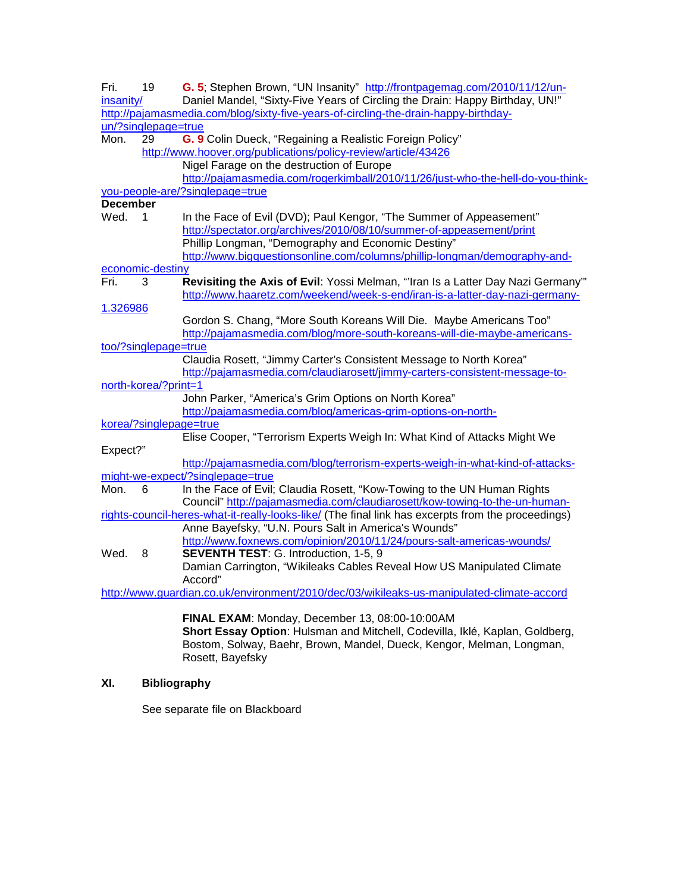Fri. 19 **G. 5**; Stephen Brown, "UN Insanity" http://frontpagemag.com/2010/11/12/un-insanity/ Daniel Mandel, "Sixty-Five Years of Circling the Drain: Happy Birthday, UN!" http://pajamasmedia.com/blog/sixty-five-years-of-circling-the-drain-happy-birthday-un/?singlepage=true

Mon. 29 **G. 9** Colin Dueck, "Regaining a Realistic Foreign Policy" http://www.hoover.org/publications/policy-review/article/43426
Nigel Farage on the destruction of Europe
http://pajamasmedia.com/rogerkimball/2010/11/26/just-who-the-hell-do-you-think-you-people-are/?singlepage=true

**December**

Wed. 1 In the Face of Evil (DVD); Paul Kengor, "The Summer of Appeasement" http://spectator.org/archives/2010/08/10/summer-of-appeasement/print
Phillip Longman, "Demography and Economic Destiny"
http://www.bigquestionsonline.com/columns/phillip-longman/demography-and-economic-destiny

Fri. 3 **Revisiting the Axis of Evil**: Yossi Melman, "'Iran Is a Latter Day Nazi Germany'" http://www.haaretz.com/weekend/week-s-end/iran-is-a-latter-day-nazi-germany-1.326986
Gordon S. Chang, "More South Koreans Will Die. Maybe Americans Too"
http://pajamasmedia.com/blog/more-south-koreans-will-die-maybe-americans-too/?singlepage=true
Claudia Rosett, "Jimmy Carter's Consistent Message to North Korea"
http://pajamasmedia.com/claudiarosett/jimmy-carters-consistent-message-to-north-korea/?print=1
John Parker, "America's Grim Options on North Korea"
http://pajamasmedia.com/blog/americas-grim-options-on-north-korea/?singlepage=true
Elise Cooper, "Terrorism Experts Weigh In: What Kind of Attacks Might We Expect?"
http://pajamasmedia.com/blog/terrorism-experts-weigh-in-what-kind-of-attacks-might-we-expect/?singlepage=true

Mon. 6 In the Face of Evil; Claudia Rosett, "Kow-Towing to the UN Human Rights Council" http://pajamasmedia.com/claudiarosett/kow-towing-to-the-un-human-rights-council-heres-what-it-really-looks-like/ (The final link has excerpts from the proceedings)
Anne Bayefsky, "U.N. Pours Salt in America's Wounds"
http://www.foxnews.com/opinion/2010/11/24/pours-salt-americas-wounds/

Wed. 8 **SEVENTH TEST**: G. Introduction, 1-5, 9
Damian Carrington, "Wikileaks Cables Reveal How US Manipulated Climate Accord"
http://www.guardian.co.uk/environment/2010/dec/03/wikileaks-us-manipulated-climate-accord

**FINAL EXAM**: Monday, December 13, 08:00-10:00AM
**Short Essay Option**: Hulsman and Mitchell, Codevilla, Iklé, Kaplan, Goldberg, Bostom, Solway, Baehr, Brown, Mandel, Dueck, Kengor, Melman, Longman, Rosett, Bayefsky

## XI. Bibliography

See separate file on Blackboard